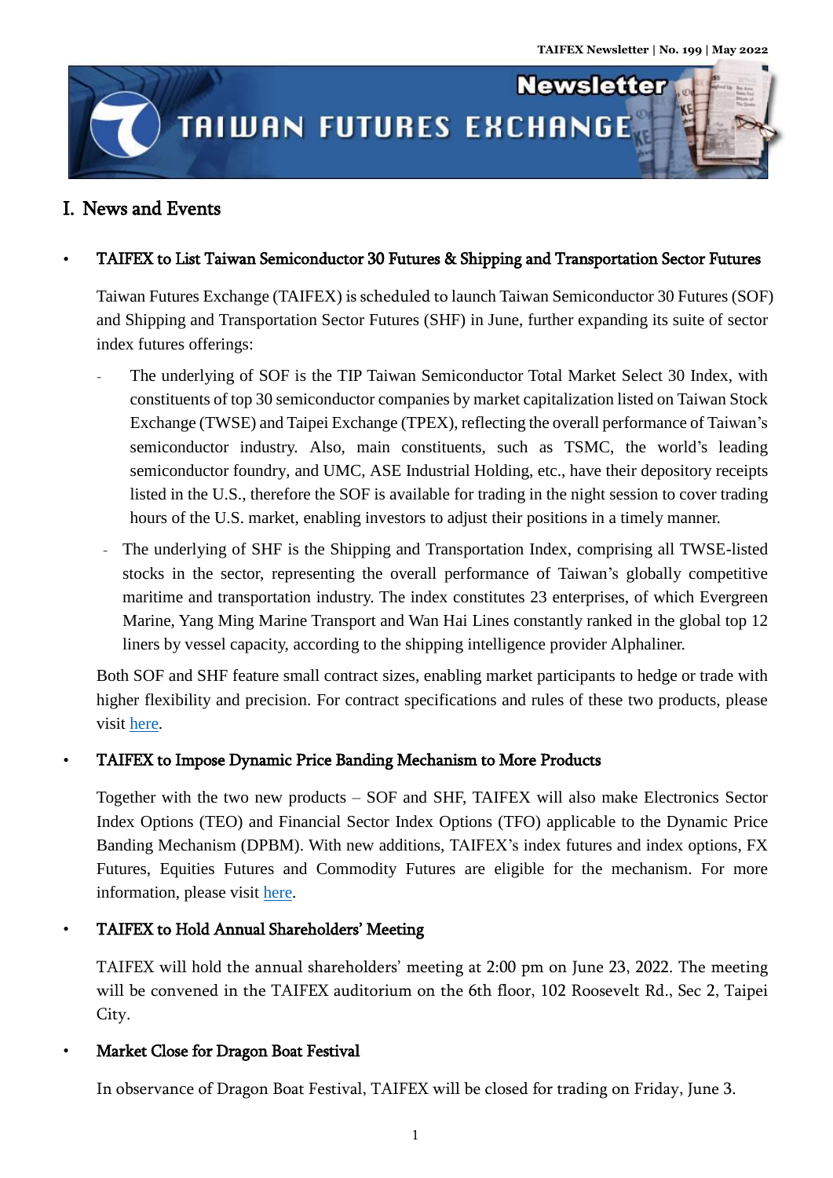# I. News and Events

- **TAIFEX to List Taiwan Semiconductor 30 Futures & Shipping and Transportation Sector Futures**

  Taiwan Futures Exchange (TAIFEX) is scheduled to launch Taiwan Semiconductor 30 Futures (SOF) and Shipping and Transportation Sector Futures (SHF) in June, further expanding its suite of sector index futures offerings:

  - The underlying of SOF is the TIP Taiwan Semiconductor Total Market Select 30 Index, with constituents of top 30 semiconductor companies by market capitalization listed on Taiwan Stock Exchange (TWSE) and Taipei Exchange (TPEX), reflecting the overall performance of Taiwan's semiconductor industry. Also, main constituents, such as TSMC, the world's leading semiconductor foundry, and UMC, ASE Industrial Holding, etc., have their depository receipts listed in the U.S., therefore the SOF is available for trading in the night session to cover trading hours of the U.S. market, enabling investors to adjust their positions in a timely manner.
  - The underlying of SHF is the Shipping and Transportation Index, comprising all TWSE-listed stocks in the sector, representing the overall performance of Taiwan's globally competitive maritime and transportation industry. The index constitutes 23 enterprises, of which Evergreen Marine, Yang Ming Marine Transport and Wan Hai Lines constantly ranked in the global top 12 liners by vessel capacity, according to the shipping intelligence provider Alphaliner.

  Both SOF and SHF feature small contract sizes, enabling market participants to hedge or trade with higher flexibility and precision. For contract specifications and rules of these two products, please visit here.

- **TAIFEX to Impose Dynamic Price Banding Mechanism to More Products**

  Together with the two new products – SOF and SHF, TAIFEX will also make Electronics Sector Index Options (TEO) and Financial Sector Index Options (TFO) applicable to the Dynamic Price Banding Mechanism (DPBM). With new additions, TAIFEX's index futures and index options, FX Futures, Equities Futures and Commodity Futures are eligible for the mechanism. For more information, please visit here.

- **TAIFEX to Hold Annual Shareholders' Meeting**

  TAIFEX will hold the annual shareholders' meeting at 2:00 pm on June 23, 2022. The meeting will be convened in the TAIFEX auditorium on the 6th floor, 102 Roosevelt Rd., Sec 2, Taipei City.

- **Market Close for Dragon Boat Festival**

  In observance of Dragon Boat Festival, TAIFEX will be closed for trading on Friday, June 3.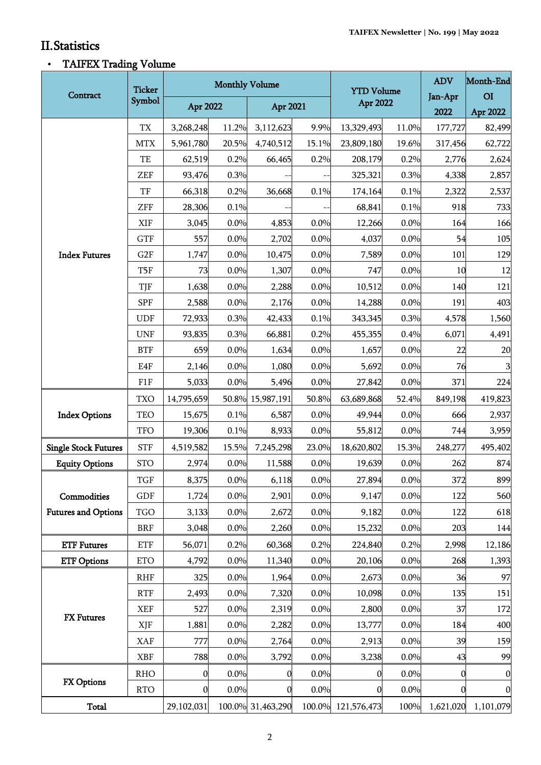## II. Statistics

- **TAIFEX Trading Volume**

| Contract | Ticker Symbol | Monthly Volume | | | | YTD Volume Apr 2022 | | ADV Jan-Apr 2022 | Month-End OI Apr 2022 |
|---|---|---|---|---|---|---|---|---|---|
| | | Apr 2022 | | Apr 2021 | | | | | |
| Index Futures | TX | 3,268,248 | 11.2% | 3,112,623 | 9.9% | 13,329,493 | 11.0% | 177,727 | 82,499 |
| | MTX | 5,961,780 | 20.5% | 4,740,512 | 15.1% | 23,809,180 | 19.6% | 317,456 | 62,722 |
| | TE | 62,519 | 0.2% | 66,465 | 0.2% | 208,179 | 0.2% | 2,776 | 2,624 |
| | ZEF | 93,476 | 0.3% | -- | -- | 325,321 | 0.3% | 4,338 | 2,857 |
| | TF | 66,318 | 0.2% | 36,668 | 0.1% | 174,164 | 0.1% | 2,322 | 2,537 |
| | ZFF | 28,306 | 0.1% | -- | -- | 68,841 | 0.1% | 918 | 733 |
| | XIF | 3,045 | 0.0% | 4,853 | 0.0% | 12,266 | 0.0% | 164 | 166 |
| | GTF | 557 | 0.0% | 2,702 | 0.0% | 4,037 | 0.0% | 54 | 105 |
| | G2F | 1,747 | 0.0% | 10,475 | 0.0% | 7,589 | 0.0% | 101 | 129 |
| | T5F | 73 | 0.0% | 1,307 | 0.0% | 747 | 0.0% | 10 | 12 |
| | TJF | 1,638 | 0.0% | 2,288 | 0.0% | 10,512 | 0.0% | 140 | 121 |
| | SPF | 2,588 | 0.0% | 2,176 | 0.0% | 14,288 | 0.0% | 191 | 403 |
| | UDF | 72,933 | 0.3% | 42,433 | 0.1% | 343,345 | 0.3% | 4,578 | 1,560 |
| | UNF | 93,835 | 0.3% | 66,881 | 0.2% | 455,355 | 0.4% | 6,071 | 4,491 |
| | BTF | 659 | 0.0% | 1,634 | 0.0% | 1,657 | 0.0% | 22 | 20 |
| | E4F | 2,146 | 0.0% | 1,080 | 0.0% | 5,692 | 0.0% | 76 | 3 |
| | F1F | 5,033 | 0.0% | 5,496 | 0.0% | 27,842 | 0.0% | 371 | 224 |
| Index Options | TXO | 14,795,659 | 50.8% | 15,987,191 | 50.8% | 63,689,868 | 52.4% | 849,198 | 419,823 |
| | TEO | 15,675 | 0.1% | 6,587 | 0.0% | 49,944 | 0.0% | 666 | 2,937 |
| | TFO | 19,306 | 0.1% | 8,933 | 0.0% | 55,812 | 0.0% | 744 | 3,959 |
| Single Stock Futures | STF | 4,519,582 | 15.5% | 7,245,298 | 23.0% | 18,620,802 | 15.3% | 248,277 | 495,402 |
| Equity Options | STO | 2,974 | 0.0% | 11,588 | 0.0% | 19,639 | 0.0% | 262 | 874 |
| Commodities Futures and Options | TGF | 8,375 | 0.0% | 6,118 | 0.0% | 27,894 | 0.0% | 372 | 899 |
| | GDF | 1,724 | 0.0% | 2,901 | 0.0% | 9,147 | 0.0% | 122 | 560 |
| | TGO | 3,133 | 0.0% | 2,672 | 0.0% | 9,182 | 0.0% | 122 | 618 |
| | BRF | 3,048 | 0.0% | 2,260 | 0.0% | 15,232 | 0.0% | 203 | 144 |
| ETF Futures | ETF | 56,071 | 0.2% | 60,368 | 0.2% | 224,840 | 0.2% | 2,998 | 12,186 |
| ETF Options | ETO | 4,792 | 0.0% | 11,340 | 0.0% | 20,106 | 0.0% | 268 | 1,393 |
| FX Futures | RHF | 325 | 0.0% | 1,964 | 0.0% | 2,673 | 0.0% | 36 | 97 |
| | RTF | 2,493 | 0.0% | 7,320 | 0.0% | 10,098 | 0.0% | 135 | 151 |
| | XEF | 527 | 0.0% | 2,319 | 0.0% | 2,800 | 0.0% | 37 | 172 |
| | XJF | 1,881 | 0.0% | 2,282 | 0.0% | 13,777 | 0.0% | 184 | 400 |
| | XAF | 777 | 0.0% | 2,764 | 0.0% | 2,913 | 0.0% | 39 | 159 |
| | XBF | 788 | 0.0% | 3,792 | 0.0% | 3,238 | 0.0% | 43 | 99 |
| FX Options | RHO | 0 | 0.0% | 0 | 0.0% | 0 | 0.0% | 0 | 0 |
| | RTO | 0 | 0.0% | 0 | 0.0% | 0 | 0.0% | 0 | 0 |
| Total | | 29,102,031 | 100.0% | 31,463,290 | 100.0% | 121,576,473 | 100% | 1,621,020 | 1,101,079 |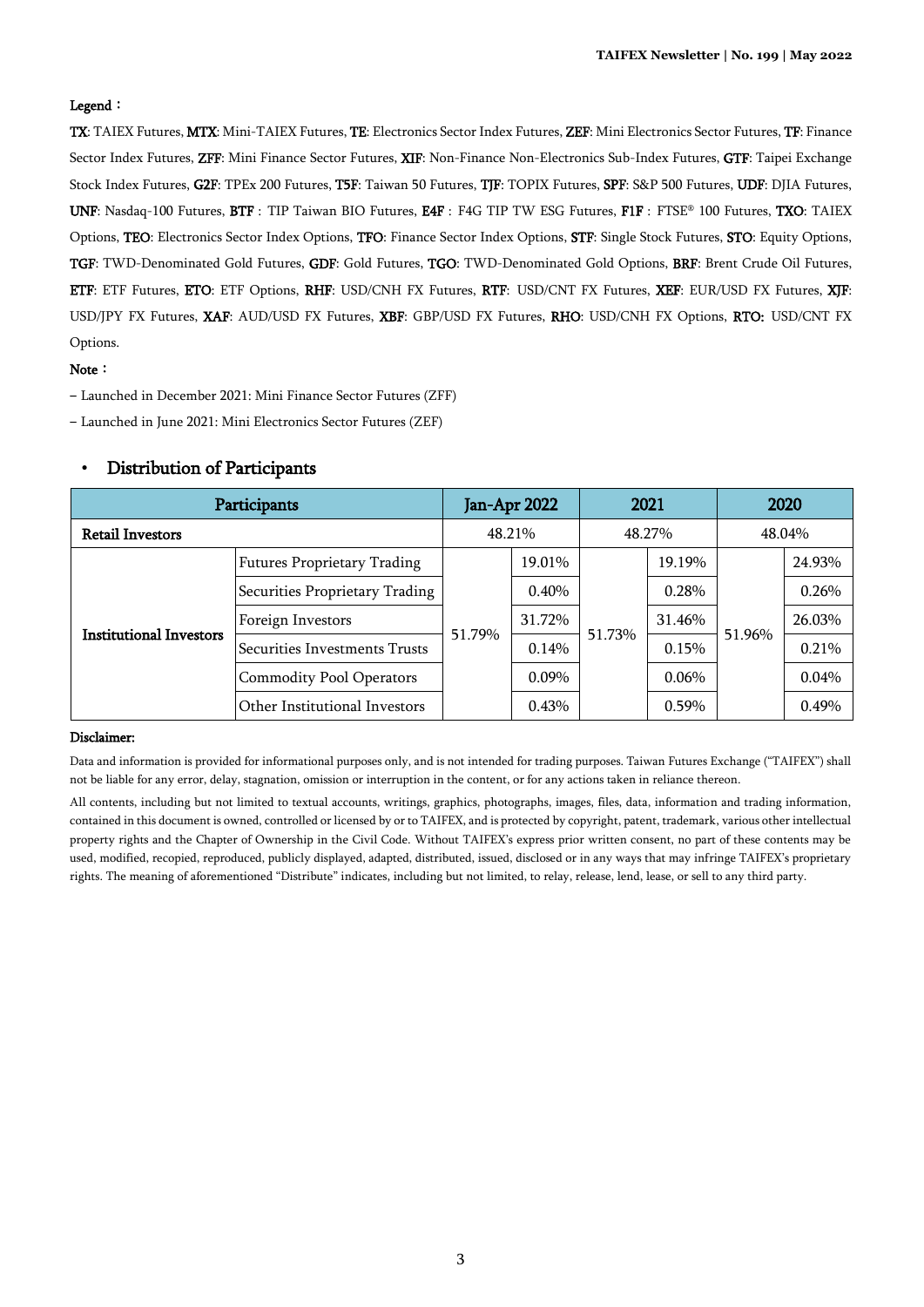**Legend：**

**TX**: TAIEX Futures, **MTX**: Mini-TAIEX Futures, **TE**: Electronics Sector Index Futures, **ZEF**: Mini Electronics Sector Futures, **TF**: Finance Sector Index Futures, **ZFF**: Mini Finance Sector Futures, **XIF**: Non-Finance Non-Electronics Sub-Index Futures, **GTF**: Taipei Exchange Stock Index Futures, **G2F**: TPEx 200 Futures, **T5F**: Taiwan 50 Futures, **TJF**: TOPIX Futures, **SPF**: S&P 500 Futures, **UDF**: DJIA Futures, **UNF**: Nasdaq-100 Futures, **BTF** : TIP Taiwan BIO Futures, **E4F** : F4G TIP TW ESG Futures, **F1F** : FTSE® 100 Futures, **TXO**: TAIEX Options, **TEO**: Electronics Sector Index Options, **TFO**: Finance Sector Index Options, **STF**: Single Stock Futures, **STO**: Equity Options, **TGF**: TWD-Denominated Gold Futures, **GDF**: Gold Futures, **TGO**: TWD-Denominated Gold Options, **BRF**: Brent Crude Oil Futures, **ETF**: ETF Futures, **ETO**: ETF Options, **RHF**: USD/CNH FX Futures, **RTF**: USD/CNT FX Futures, **XEF**: EUR/USD FX Futures, **XJF**: USD/JPY FX Futures, **XAF**: AUD/USD FX Futures, **XBF**: GBP/USD FX Futures, **RHO**: USD/CNH FX Options, **RTO:** USD/CNT FX Options.

**Note：**

– Launched in December 2021: Mini Finance Sector Futures (ZFF)

– Launched in June 2021: Mini Electronics Sector Futures (ZEF)

## • Distribution of Participants

| Participants | | Jan-Apr 2022 | | 2021 | | 2020 | |
|---|---|---|---|---|---|---|---|
| **Retail Investors** | | 48.21% | | 48.27% | | 48.04% | |
| **Institutional Investors** | Futures Proprietary Trading | 51.79% | 19.01% | 51.73% | 19.19% | 51.96% | 24.93% |
| | Securities Proprietary Trading | | 0.40% | | 0.28% | | 0.26% |
| | Foreign Investors | | 31.72% | | 31.46% | | 26.03% |
| | Securities Investments Trusts | | 0.14% | | 0.15% | | 0.21% |
| | Commodity Pool Operators | | 0.09% | | 0.06% | | 0.04% |
| | Other Institutional Investors | | 0.43% | | 0.59% | | 0.49% |

**Disclaimer:**

Data and information is provided for informational purposes only, and is not intended for trading purposes. Taiwan Futures Exchange ("TAIFEX") shall not be liable for any error, delay, stagnation, omission or interruption in the content, or for any actions taken in reliance thereon.

All contents, including but not limited to textual accounts, writings, graphics, photographs, images, files, data, information and trading information, contained in this document is owned, controlled or licensed by or to TAIFEX, and is protected by copyright, patent, trademark, various other intellectual property rights and the Chapter of Ownership in the Civil Code. Without TAIFEX's express prior written consent, no part of these contents may be used, modified, recopied, reproduced, publicly displayed, adapted, distributed, issued, disclosed or in any ways that may infringe TAIFEX's proprietary rights. The meaning of aforementioned "Distribute" indicates, including but not limited, to relay, release, lend, lease, or sell to any third party.